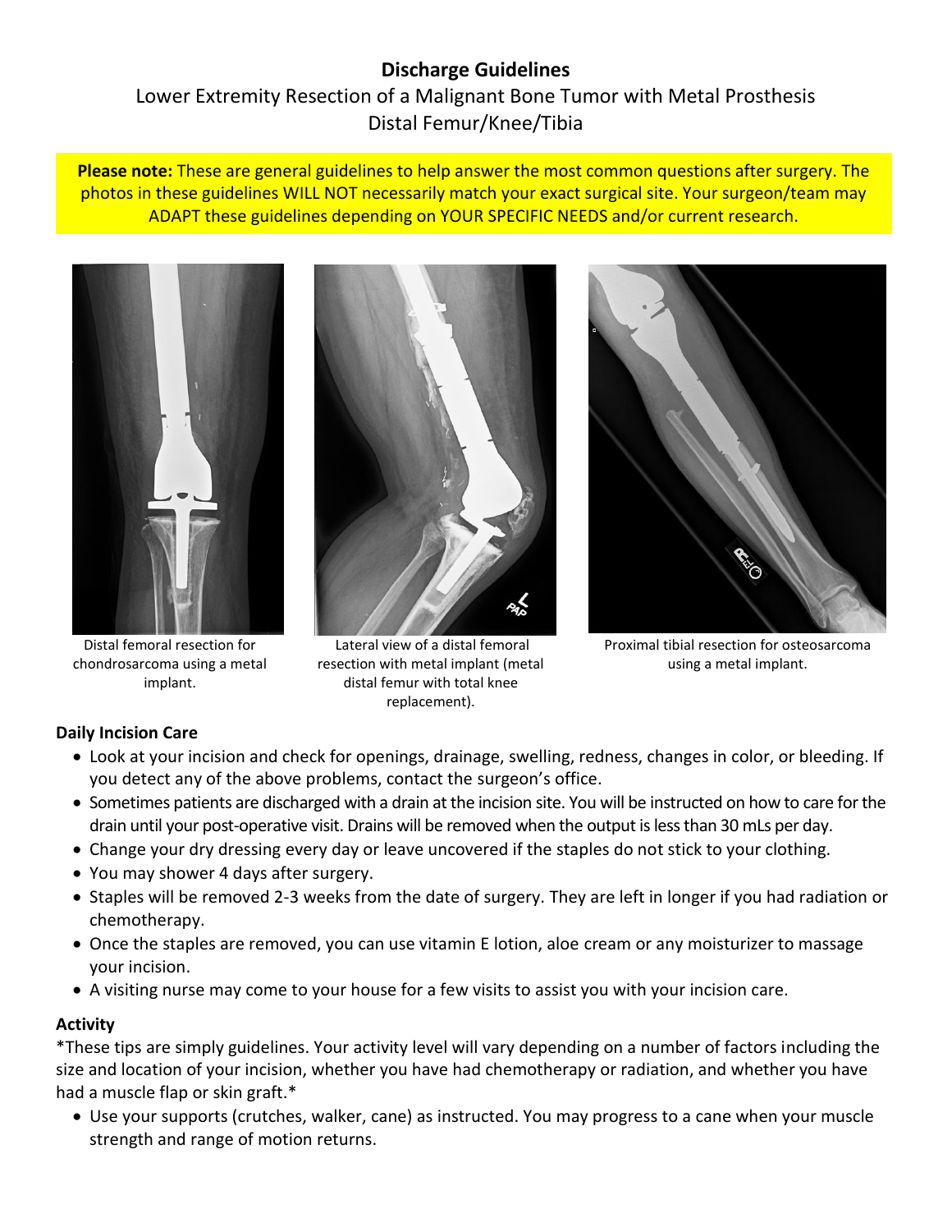# Discharge Guidelines

## Lower Extremity Resection of a Malignant Bone Tumor with Metal Prosthesis
## Distal Femur/Knee/Tibia

**Please note:** These are general guidelines to help answer the most common questions after surgery. The photos in these guidelines WILL NOT necessarily match your exact surgical site. Your surgeon/team may ADAPT these guidelines depending on YOUR SPECIFIC NEEDS and/or current research.

Distal femoral resection for chondrosarcoma using a metal implant.

Lateral view of a distal femoral resection with metal implant (metal distal femur with total knee replacement).

Proximal tibial resection for osteosarcoma using a metal implant.

### Daily Incision Care

- Look at your incision and check for openings, drainage, swelling, redness, changes in color, or bleeding. If you detect any of the above problems, contact the surgeon's office.
- Sometimes patients are discharged with a drain at the incision site. You will be instructed on how to care for the drain until your post-operative visit. Drains will be removed when the output is less than 30 mLs per day.
- Change your dry dressing every day or leave uncovered if the staples do not stick to your clothing.
- You may shower 4 days after surgery.
- Staples will be removed 2-3 weeks from the date of surgery. They are left in longer if you had radiation or chemotherapy.
- Once the staples are removed, you can use vitamin E lotion, aloe cream or any moisturizer to massage your incision.
- A visiting nurse may come to your house for a few visits to assist you with your incision care.

### Activity

*These tips are simply guidelines. Your activity level will vary depending on a number of factors including the size and location of your incision, whether you have had chemotherapy or radiation, and whether you have had a muscle flap or skin graft.*

- Use your supports (crutches, walker, cane) as instructed. You may progress to a cane when your muscle strength and range of motion returns.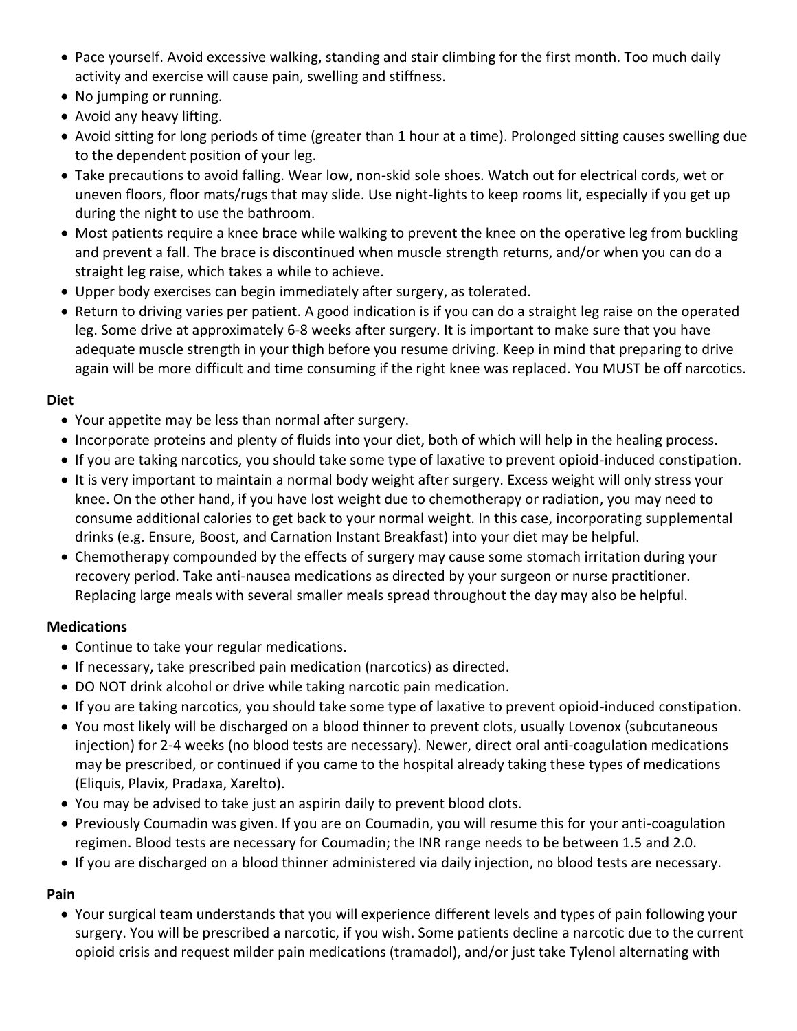- Pace yourself. Avoid excessive walking, standing and stair climbing for the first month. Too much daily activity and exercise will cause pain, swelling and stiffness.
- No jumping or running.
- Avoid any heavy lifting.
- Avoid sitting for long periods of time (greater than 1 hour at a time). Prolonged sitting causes swelling due to the dependent position of your leg.
- Take precautions to avoid falling. Wear low, non-skid sole shoes. Watch out for electrical cords, wet or uneven floors, floor mats/rugs that may slide. Use night-lights to keep rooms lit, especially if you get up during the night to use the bathroom.
- Most patients require a knee brace while walking to prevent the knee on the operative leg from buckling and prevent a fall. The brace is discontinued when muscle strength returns, and/or when you can do a straight leg raise, which takes a while to achieve.
- Upper body exercises can begin immediately after surgery, as tolerated.
- Return to driving varies per patient. A good indication is if you can do a straight leg raise on the operated leg. Some drive at approximately 6-8 weeks after surgery. It is important to make sure that you have adequate muscle strength in your thigh before you resume driving. Keep in mind that preparing to drive again will be more difficult and time consuming if the right knee was replaced. You MUST be off narcotics.

**Diet**

- Your appetite may be less than normal after surgery.
- Incorporate proteins and plenty of fluids into your diet, both of which will help in the healing process.
- If you are taking narcotics, you should take some type of laxative to prevent opioid-induced constipation.
- It is very important to maintain a normal body weight after surgery. Excess weight will only stress your knee. On the other hand, if you have lost weight due to chemotherapy or radiation, you may need to consume additional calories to get back to your normal weight. In this case, incorporating supplemental drinks (e.g. Ensure, Boost, and Carnation Instant Breakfast) into your diet may be helpful.
- Chemotherapy compounded by the effects of surgery may cause some stomach irritation during your recovery period. Take anti-nausea medications as directed by your surgeon or nurse practitioner. Replacing large meals with several smaller meals spread throughout the day may also be helpful.

**Medications**

- Continue to take your regular medications.
- If necessary, take prescribed pain medication (narcotics) as directed.
- DO NOT drink alcohol or drive while taking narcotic pain medication.
- If you are taking narcotics, you should take some type of laxative to prevent opioid-induced constipation.
- You most likely will be discharged on a blood thinner to prevent clots, usually Lovenox (subcutaneous injection) for 2-4 weeks (no blood tests are necessary). Newer, direct oral anti-coagulation medications may be prescribed, or continued if you came to the hospital already taking these types of medications (Eliquis, Plavix, Pradaxa, Xarelto).
- You may be advised to take just an aspirin daily to prevent blood clots.
- Previously Coumadin was given. If you are on Coumadin, you will resume this for your anti-coagulation regimen. Blood tests are necessary for Coumadin; the INR range needs to be between 1.5 and 2.0.
- If you are discharged on a blood thinner administered via daily injection, no blood tests are necessary.

**Pain**

- Your surgical team understands that you will experience different levels and types of pain following your surgery. You will be prescribed a narcotic, if you wish. Some patients decline a narcotic due to the current opioid crisis and request milder pain medications (tramadol), and/or just take Tylenol alternating with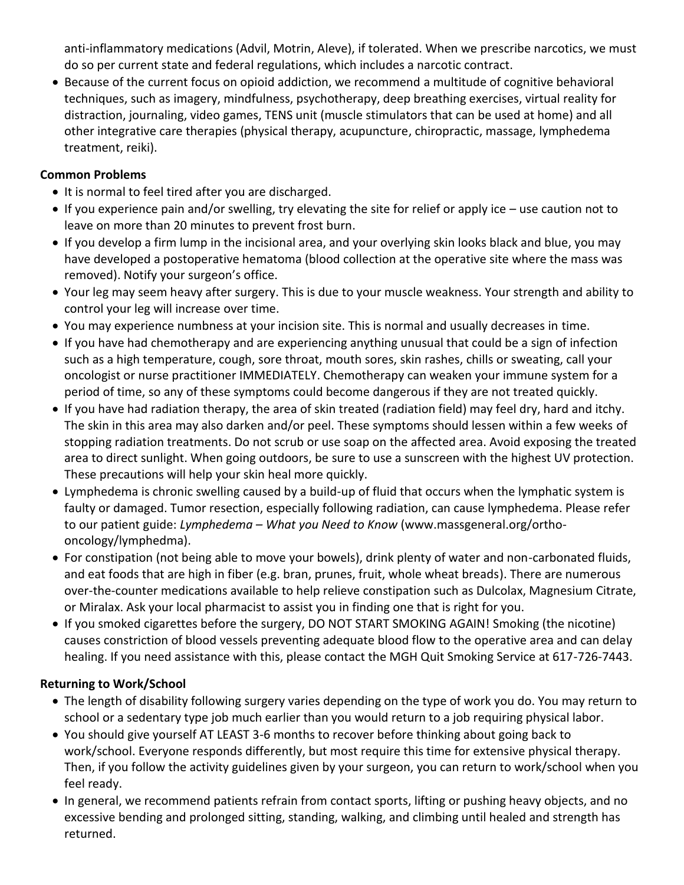anti-inflammatory medications (Advil, Motrin, Aleve), if tolerated. When we prescribe narcotics, we must do so per current state and federal regulations, which includes a narcotic contract.

- Because of the current focus on opioid addiction, we recommend a multitude of cognitive behavioral techniques, such as imagery, mindfulness, psychotherapy, deep breathing exercises, virtual reality for distraction, journaling, video games, TENS unit (muscle stimulators that can be used at home) and all other integrative care therapies (physical therapy, acupuncture, chiropractic, massage, lymphedema treatment, reiki).

**Common Problems**

- It is normal to feel tired after you are discharged.
- If you experience pain and/or swelling, try elevating the site for relief or apply ice – use caution not to leave on more than 20 minutes to prevent frost burn.
- If you develop a firm lump in the incisional area, and your overlying skin looks black and blue, you may have developed a postoperative hematoma (blood collection at the operative site where the mass was removed). Notify your surgeon's office.
- Your leg may seem heavy after surgery. This is due to your muscle weakness. Your strength and ability to control your leg will increase over time.
- You may experience numbness at your incision site. This is normal and usually decreases in time.
- If you have had chemotherapy and are experiencing anything unusual that could be a sign of infection such as a high temperature, cough, sore throat, mouth sores, skin rashes, chills or sweating, call your oncologist or nurse practitioner IMMEDIATELY. Chemotherapy can weaken your immune system for a period of time, so any of these symptoms could become dangerous if they are not treated quickly.
- If you have had radiation therapy, the area of skin treated (radiation field) may feel dry, hard and itchy. The skin in this area may also darken and/or peel. These symptoms should lessen within a few weeks of stopping radiation treatments. Do not scrub or use soap on the affected area. Avoid exposing the treated area to direct sunlight. When going outdoors, be sure to use a sunscreen with the highest UV protection. These precautions will help your skin heal more quickly.
- Lymphedema is chronic swelling caused by a build-up of fluid that occurs when the lymphatic system is faulty or damaged. Tumor resection, especially following radiation, can cause lymphedema. Please refer to our patient guide: *Lymphedema – What you Need to Know* (www.massgeneral.org/ortho-oncology/lymphedma).
- For constipation (not being able to move your bowels), drink plenty of water and non-carbonated fluids, and eat foods that are high in fiber (e.g. bran, prunes, fruit, whole wheat breads). There are numerous over-the-counter medications available to help relieve constipation such as Dulcolax, Magnesium Citrate, or Miralax. Ask your local pharmacist to assist you in finding one that is right for you.
- If you smoked cigarettes before the surgery, DO NOT START SMOKING AGAIN! Smoking (the nicotine) causes constriction of blood vessels preventing adequate blood flow to the operative area and can delay healing. If you need assistance with this, please contact the MGH Quit Smoking Service at 617-726-7443.

**Returning to Work/School**

- The length of disability following surgery varies depending on the type of work you do. You may return to school or a sedentary type job much earlier than you would return to a job requiring physical labor.
- You should give yourself AT LEAST 3-6 months to recover before thinking about going back to work/school. Everyone responds differently, but most require this time for extensive physical therapy. Then, if you follow the activity guidelines given by your surgeon, you can return to work/school when you feel ready.
- In general, we recommend patients refrain from contact sports, lifting or pushing heavy objects, and no excessive bending and prolonged sitting, standing, walking, and climbing until healed and strength has returned.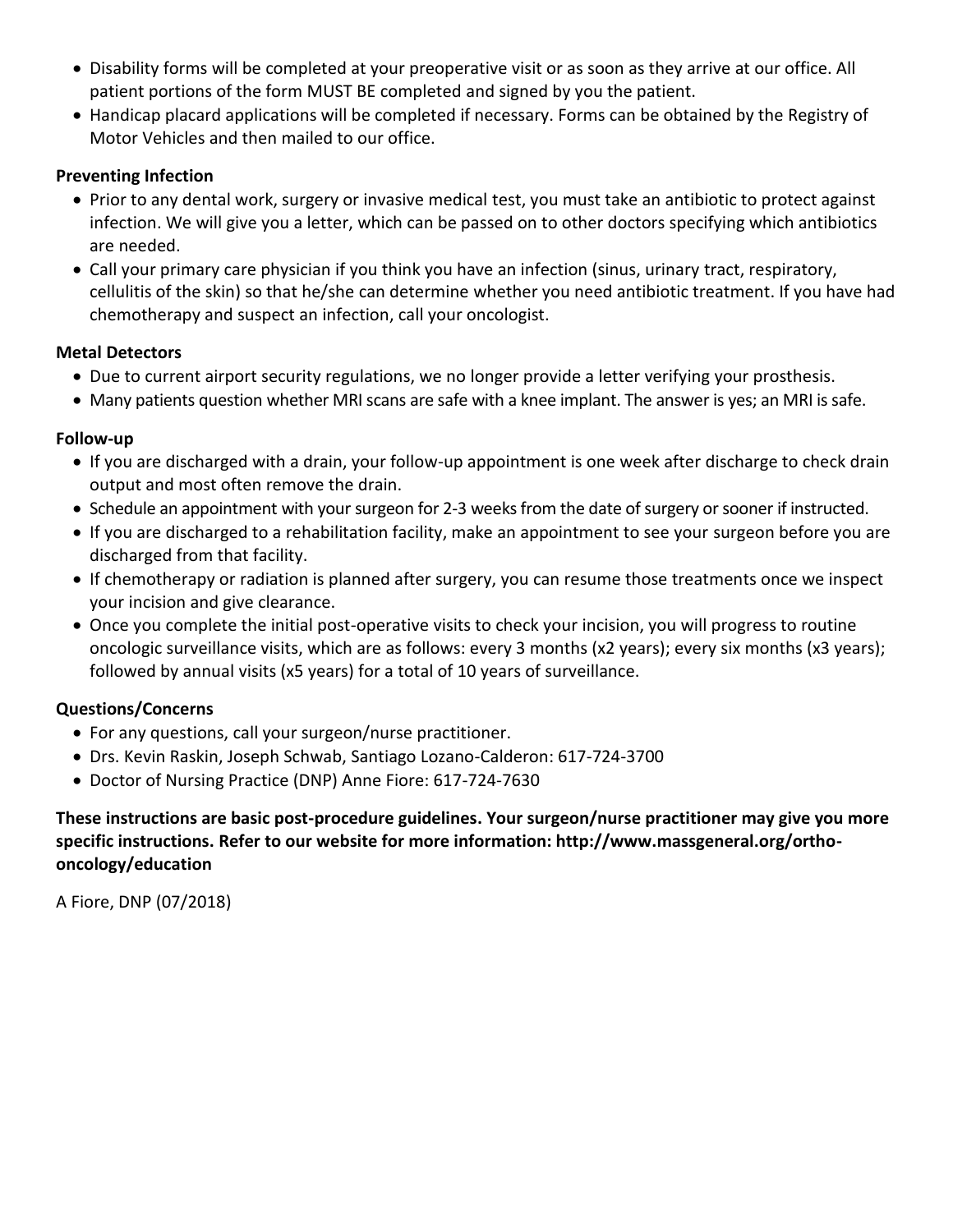- Disability forms will be completed at your preoperative visit or as soon as they arrive at our office. All patient portions of the form MUST BE completed and signed by you the patient.
- Handicap placard applications will be completed if necessary. Forms can be obtained by the Registry of Motor Vehicles and then mailed to our office.

**Preventing Infection**

- Prior to any dental work, surgery or invasive medical test, you must take an antibiotic to protect against infection. We will give you a letter, which can be passed on to other doctors specifying which antibiotics are needed.
- Call your primary care physician if you think you have an infection (sinus, urinary tract, respiratory, cellulitis of the skin) so that he/she can determine whether you need antibiotic treatment. If you have had chemotherapy and suspect an infection, call your oncologist.

**Metal Detectors**

- Due to current airport security regulations, we no longer provide a letter verifying your prosthesis.
- Many patients question whether MRI scans are safe with a knee implant. The answer is yes; an MRI is safe.

**Follow-up**

- If you are discharged with a drain, your follow-up appointment is one week after discharge to check drain output and most often remove the drain.
- Schedule an appointment with your surgeon for 2-3 weeks from the date of surgery or sooner if instructed.
- If you are discharged to a rehabilitation facility, make an appointment to see your surgeon before you are discharged from that facility.
- If chemotherapy or radiation is planned after surgery, you can resume those treatments once we inspect your incision and give clearance.
- Once you complete the initial post-operative visits to check your incision, you will progress to routine oncologic surveillance visits, which are as follows: every 3 months (x2 years); every six months (x3 years); followed by annual visits (x5 years) for a total of 10 years of surveillance.

**Questions/Concerns**

- For any questions, call your surgeon/nurse practitioner.
- Drs. Kevin Raskin, Joseph Schwab, Santiago Lozano-Calderon: 617-724-3700
- Doctor of Nursing Practice (DNP) Anne Fiore: 617-724-7630

**These instructions are basic post-procedure guidelines. Your surgeon/nurse practitioner may give you more specific instructions. Refer to our website for more information: http://www.massgeneral.org/ortho-oncology/education**

A Fiore, DNP (07/2018)